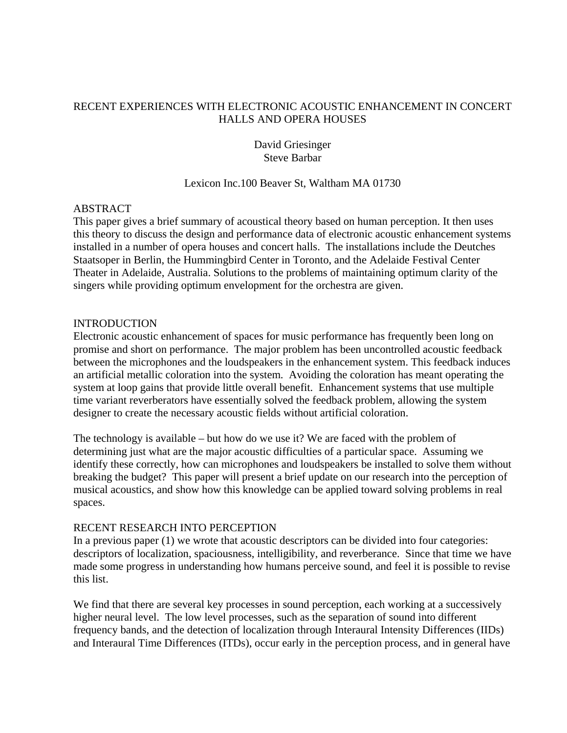# RECENT EXPERIENCES WITH ELECTRONIC ACOUSTIC ENHANCEMENT IN CONCERT HALLS AND OPERA HOUSES

David Griesinger
Steve Barbar

Lexicon Inc.100 Beaver St, Waltham MA 01730

## ABSTRACT

This paper gives a brief summary of acoustical theory based on human perception. It then uses this theory to discuss the design and performance data of electronic acoustic enhancement systems installed in a number of opera houses and concert halls. The installations include the Deutches Staatsoper in Berlin, the Hummingbird Center in Toronto, and the Adelaide Festival Center Theater in Adelaide, Australia. Solutions to the problems of maintaining optimum clarity of the singers while providing optimum envelopment for the orchestra are given.

## INTRODUCTION

Electronic acoustic enhancement of spaces for music performance has frequently been long on promise and short on performance. The major problem has been uncontrolled acoustic feedback between the microphones and the loudspeakers in the enhancement system. This feedback induces an artificial metallic coloration into the system. Avoiding the coloration has meant operating the system at loop gains that provide little overall benefit. Enhancement systems that use multiple time variant reverberators have essentially solved the feedback problem, allowing the system designer to create the necessary acoustic fields without artificial coloration.

The technology is available – but how do we use it? We are faced with the problem of determining just what are the major acoustic difficulties of a particular space. Assuming we identify these correctly, how can microphones and loudspeakers be installed to solve them without breaking the budget? This paper will present a brief update on our research into the perception of musical acoustics, and show how this knowledge can be applied toward solving problems in real spaces.

## RECENT RESEARCH INTO PERCEPTION

In a previous paper (1) we wrote that acoustic descriptors can be divided into four categories: descriptors of localization, spaciousness, intelligibility, and reverberance. Since that time we have made some progress in understanding how humans perceive sound, and feel it is possible to revise this list.

We find that there are several key processes in sound perception, each working at a successively higher neural level. The low level processes, such as the separation of sound into different frequency bands, and the detection of localization through Interaural Intensity Differences (IIDs) and Interaural Time Differences (ITDs), occur early in the perception process, and in general have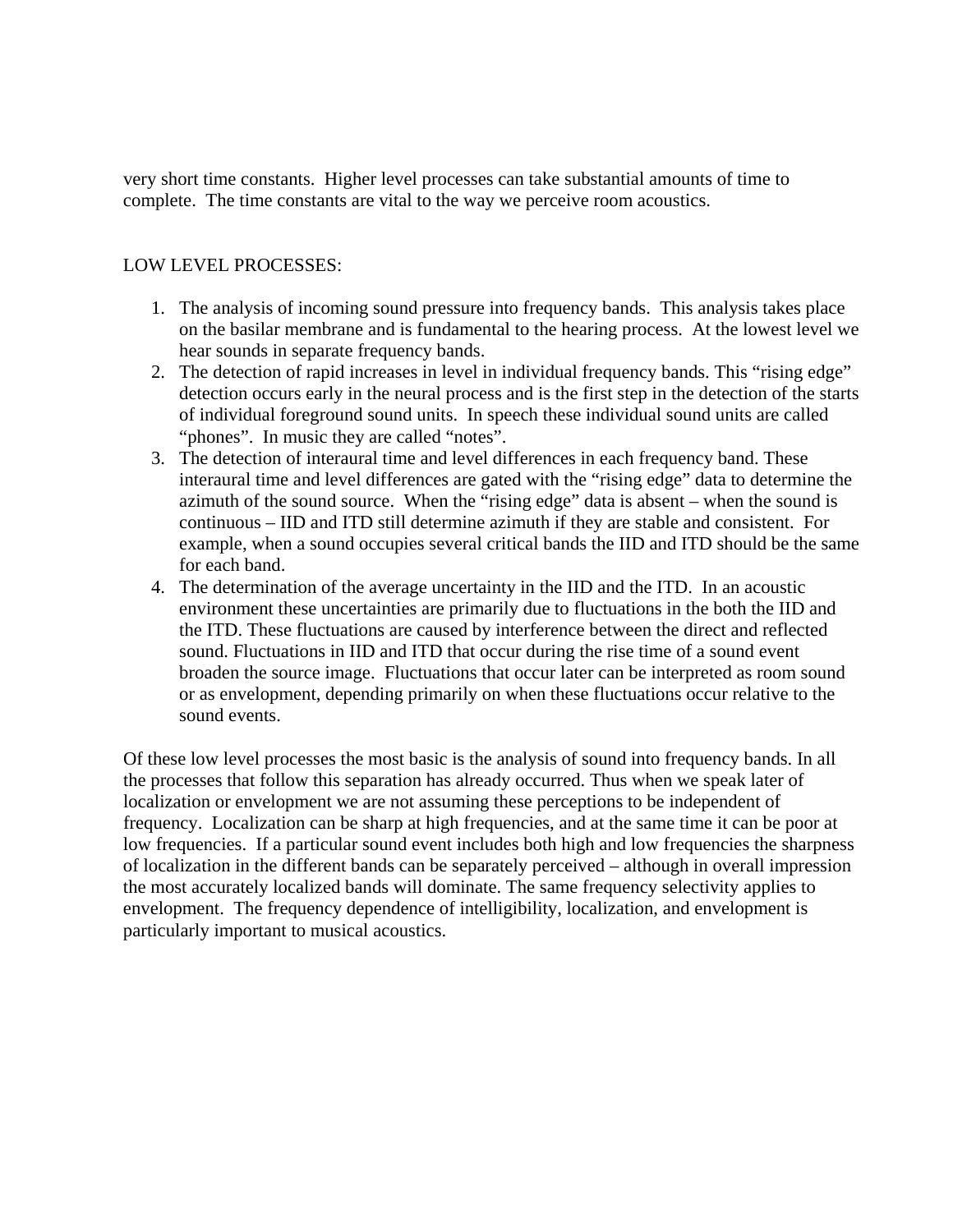very short time constants. Higher level processes can take substantial amounts of time to complete. The time constants are vital to the way we perceive room acoustics.

LOW LEVEL PROCESSES:

1. The analysis of incoming sound pressure into frequency bands. This analysis takes place on the basilar membrane and is fundamental to the hearing process. At the lowest level we hear sounds in separate frequency bands.
2. The detection of rapid increases in level in individual frequency bands. This "rising edge" detection occurs early in the neural process and is the first step in the detection of the starts of individual foreground sound units. In speech these individual sound units are called "phones". In music they are called "notes".
3. The detection of interaural time and level differences in each frequency band. These interaural time and level differences are gated with the "rising edge" data to determine the azimuth of the sound source. When the "rising edge" data is absent – when the sound is continuous – IID and ITD still determine azimuth if they are stable and consistent. For example, when a sound occupies several critical bands the IID and ITD should be the same for each band.
4. The determination of the average uncertainty in the IID and the ITD. In an acoustic environment these uncertainties are primarily due to fluctuations in the both the IID and the ITD. These fluctuations are caused by interference between the direct and reflected sound. Fluctuations in IID and ITD that occur during the rise time of a sound event broaden the source image. Fluctuations that occur later can be interpreted as room sound or as envelopment, depending primarily on when these fluctuations occur relative to the sound events.

Of these low level processes the most basic is the analysis of sound into frequency bands. In all the processes that follow this separation has already occurred. Thus when we speak later of localization or envelopment we are not assuming these perceptions to be independent of frequency. Localization can be sharp at high frequencies, and at the same time it can be poor at low frequencies. If a particular sound event includes both high and low frequencies the sharpness of localization in the different bands can be separately perceived – although in overall impression the most accurately localized bands will dominate. The same frequency selectivity applies to envelopment. The frequency dependence of intelligibility, localization, and envelopment is particularly important to musical acoustics.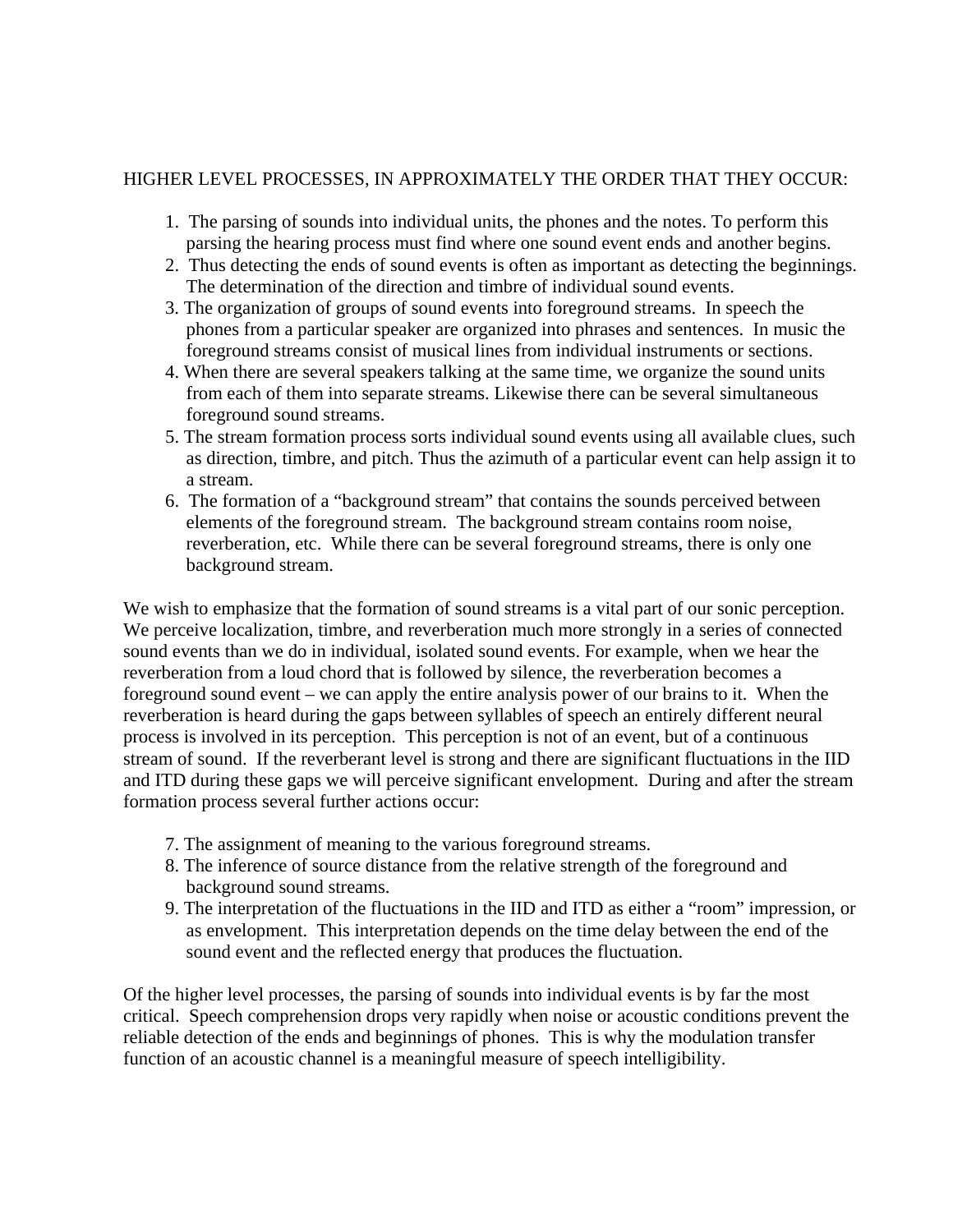HIGHER LEVEL PROCESSES, IN APPROXIMATELY THE ORDER THAT THEY OCCUR:

1. The parsing of sounds into individual units, the phones and the notes. To perform this parsing the hearing process must find where one sound event ends and another begins.
2. Thus detecting the ends of sound events is often as important as detecting the beginnings. The determination of the direction and timbre of individual sound events.
3. The organization of groups of sound events into foreground streams. In speech the phones from a particular speaker are organized into phrases and sentences. In music the foreground streams consist of musical lines from individual instruments or sections.
4. When there are several speakers talking at the same time, we organize the sound units from each of them into separate streams. Likewise there can be several simultaneous foreground sound streams.
5. The stream formation process sorts individual sound events using all available clues, such as direction, timbre, and pitch. Thus the azimuth of a particular event can help assign it to a stream.
6. The formation of a "background stream" that contains the sounds perceived between elements of the foreground stream. The background stream contains room noise, reverberation, etc. While there can be several foreground streams, there is only one background stream.

We wish to emphasize that the formation of sound streams is a vital part of our sonic perception. We perceive localization, timbre, and reverberation much more strongly in a series of connected sound events than we do in individual, isolated sound events. For example, when we hear the reverberation from a loud chord that is followed by silence, the reverberation becomes a foreground sound event – we can apply the entire analysis power of our brains to it. When the reverberation is heard during the gaps between syllables of speech an entirely different neural process is involved in its perception. This perception is not of an event, but of a continuous stream of sound. If the reverberant level is strong and there are significant fluctuations in the IID and ITD during these gaps we will perceive significant envelopment. During and after the stream formation process several further actions occur:

7. The assignment of meaning to the various foreground streams.
8. The inference of source distance from the relative strength of the foreground and background sound streams.
9. The interpretation of the fluctuations in the IID and ITD as either a "room" impression, or as envelopment. This interpretation depends on the time delay between the end of the sound event and the reflected energy that produces the fluctuation.

Of the higher level processes, the parsing of sounds into individual events is by far the most critical. Speech comprehension drops very rapidly when noise or acoustic conditions prevent the reliable detection of the ends and beginnings of phones. This is why the modulation transfer function of an acoustic channel is a meaningful measure of speech intelligibility.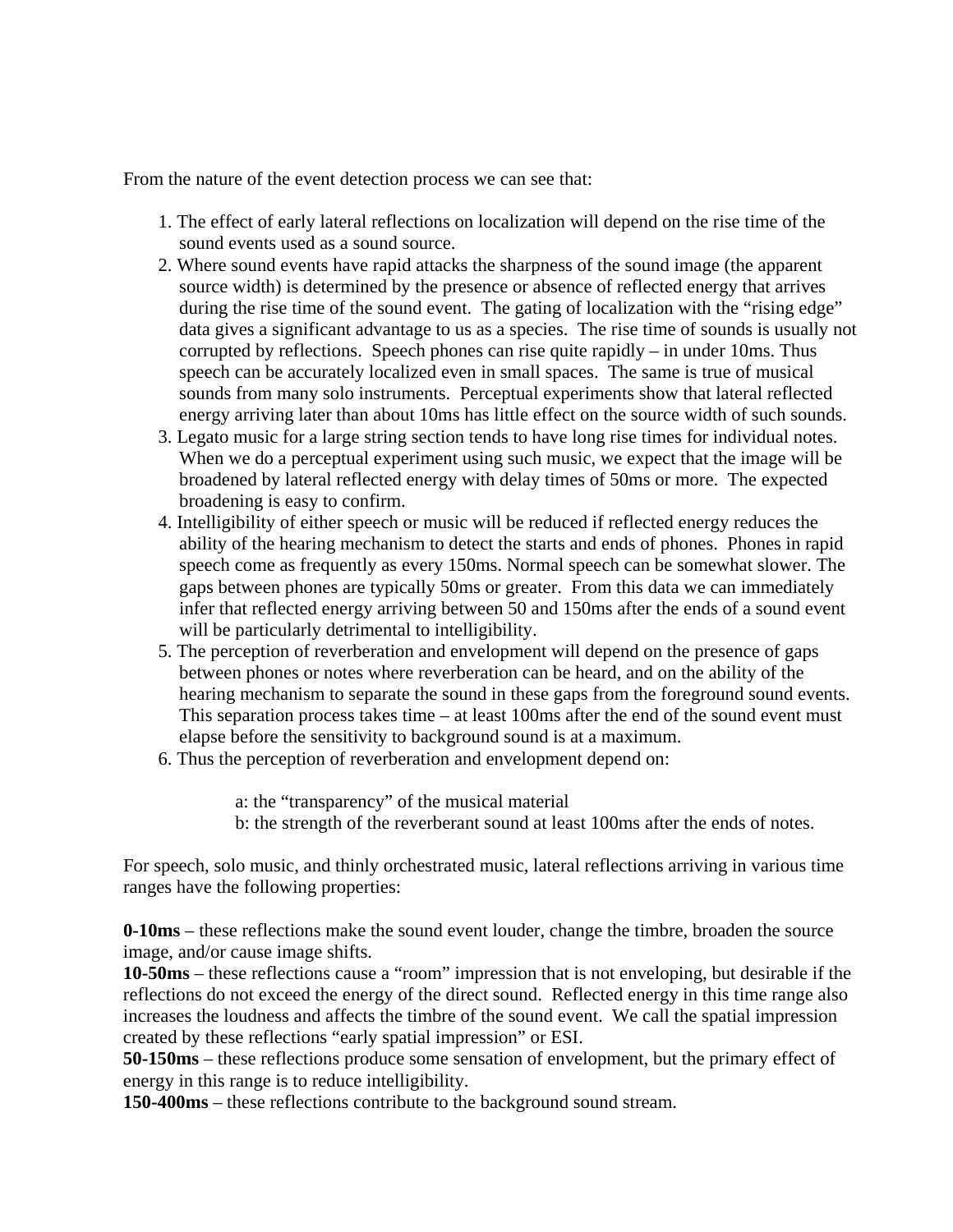From the nature of the event detection process we can see that:

1. The effect of early lateral reflections on localization will depend on the rise time of the sound events used as a sound source.
2. Where sound events have rapid attacks the sharpness of the sound image (the apparent source width) is determined by the presence or absence of reflected energy that arrives during the rise time of the sound event. The gating of localization with the "rising edge" data gives a significant advantage to us as a species. The rise time of sounds is usually not corrupted by reflections. Speech phones can rise quite rapidly – in under 10ms. Thus speech can be accurately localized even in small spaces. The same is true of musical sounds from many solo instruments. Perceptual experiments show that lateral reflected energy arriving later than about 10ms has little effect on the source width of such sounds.
3. Legato music for a large string section tends to have long rise times for individual notes. When we do a perceptual experiment using such music, we expect that the image will be broadened by lateral reflected energy with delay times of 50ms or more. The expected broadening is easy to confirm.
4. Intelligibility of either speech or music will be reduced if reflected energy reduces the ability of the hearing mechanism to detect the starts and ends of phones. Phones in rapid speech come as frequently as every 150ms. Normal speech can be somewhat slower. The gaps between phones are typically 50ms or greater. From this data we can immediately infer that reflected energy arriving between 50 and 150ms after the ends of a sound event will be particularly detrimental to intelligibility.
5. The perception of reverberation and envelopment will depend on the presence of gaps between phones or notes where reverberation can be heard, and on the ability of the hearing mechanism to separate the sound in these gaps from the foreground sound events. This separation process takes time – at least 100ms after the end of the sound event must elapse before the sensitivity to background sound is at a maximum.
6. Thus the perception of reverberation and envelopment depend on:

   a: the "transparency" of the musical material
   b: the strength of the reverberant sound at least 100ms after the ends of notes.

For speech, solo music, and thinly orchestrated music, lateral reflections arriving in various time ranges have the following properties:

**0-10ms** – these reflections make the sound event louder, change the timbre, broaden the source image, and/or cause image shifts.
**10-50ms** – these reflections cause a "room" impression that is not enveloping, but desirable if the reflections do not exceed the energy of the direct sound. Reflected energy in this time range also increases the loudness and affects the timbre of the sound event. We call the spatial impression created by these reflections "early spatial impression" or ESI.
**50-150ms** – these reflections produce some sensation of envelopment, but the primary effect of energy in this range is to reduce intelligibility.
**150-400ms** – these reflections contribute to the background sound stream.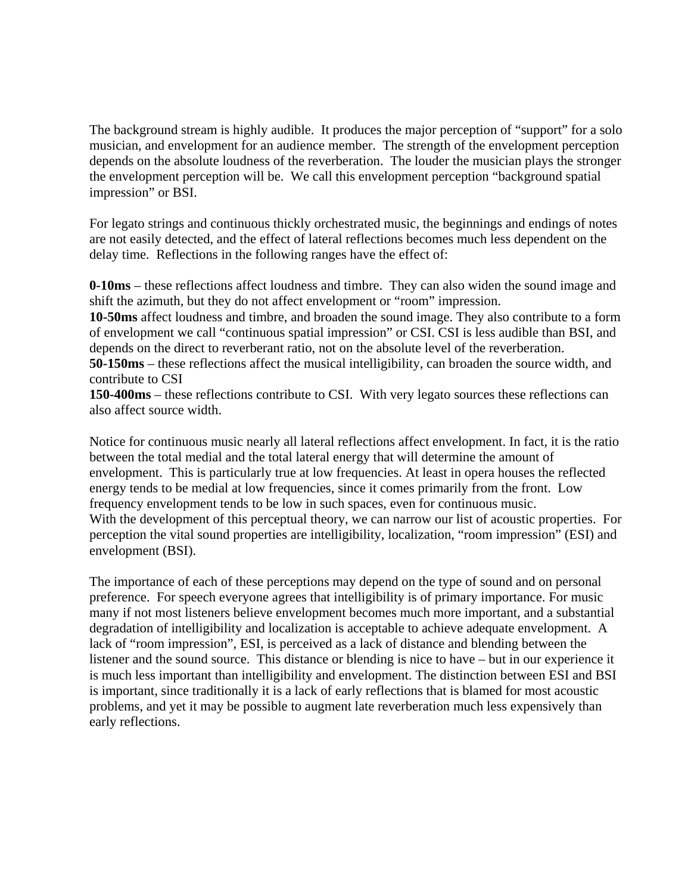The background stream is highly audible. It produces the major perception of "support" for a solo musician, and envelopment for an audience member. The strength of the envelopment perception depends on the absolute loudness of the reverberation. The louder the musician plays the stronger the envelopment perception will be. We call this envelopment perception "background spatial impression" or BSI.

For legato strings and continuous thickly orchestrated music, the beginnings and endings of notes are not easily detected, and the effect of lateral reflections becomes much less dependent on the delay time. Reflections in the following ranges have the effect of:

**0-10ms** – these reflections affect loudness and timbre. They can also widen the sound image and shift the azimuth, but they do not affect envelopment or "room" impression.
**10-50ms** affect loudness and timbre, and broaden the sound image. They also contribute to a form of envelopment we call "continuous spatial impression" or CSI. CSI is less audible than BSI, and depends on the direct to reverberant ratio, not on the absolute level of the reverberation.
**50-150ms** – these reflections affect the musical intelligibility, can broaden the source width, and contribute to CSI
**150-400ms** – these reflections contribute to CSI. With very legato sources these reflections can also affect source width.

Notice for continuous music nearly all lateral reflections affect envelopment. In fact, it is the ratio between the total medial and the total lateral energy that will determine the amount of envelopment. This is particularly true at low frequencies. At least in opera houses the reflected energy tends to be medial at low frequencies, since it comes primarily from the front. Low frequency envelopment tends to be low in such spaces, even for continuous music.
With the development of this perceptual theory, we can narrow our list of acoustic properties. For perception the vital sound properties are intelligibility, localization, "room impression" (ESI) and envelopment (BSI).

The importance of each of these perceptions may depend on the type of sound and on personal preference. For speech everyone agrees that intelligibility is of primary importance. For music many if not most listeners believe envelopment becomes much more important, and a substantial degradation of intelligibility and localization is acceptable to achieve adequate envelopment. A lack of "room impression", ESI, is perceived as a lack of distance and blending between the listener and the sound source. This distance or blending is nice to have – but in our experience it is much less important than intelligibility and envelopment. The distinction between ESI and BSI is important, since traditionally it is a lack of early reflections that is blamed for most acoustic problems, and yet it may be possible to augment late reverberation much less expensively than early reflections.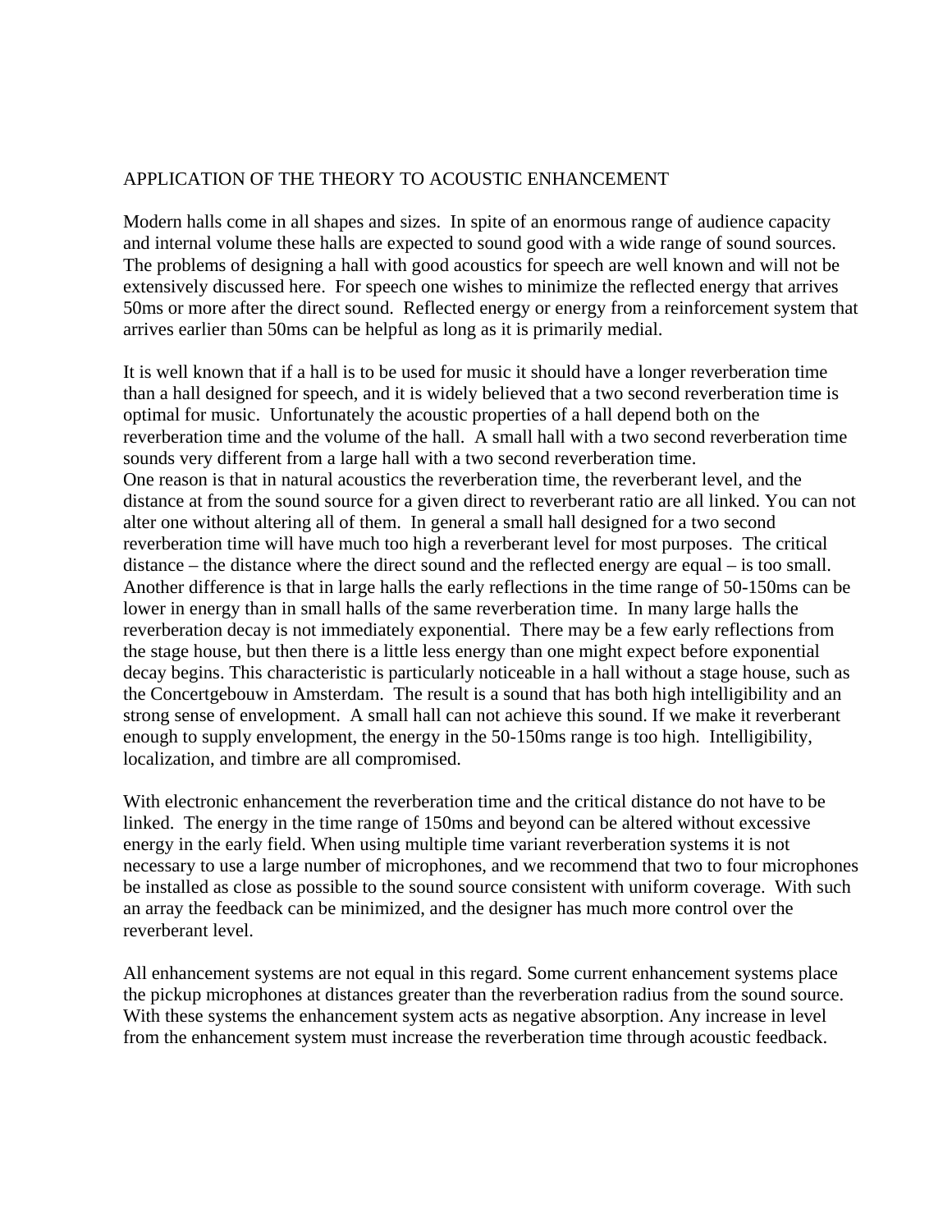## APPLICATION OF THE THEORY TO ACOUSTIC ENHANCEMENT

Modern halls come in all shapes and sizes. In spite of an enormous range of audience capacity and internal volume these halls are expected to sound good with a wide range of sound sources. The problems of designing a hall with good acoustics for speech are well known and will not be extensively discussed here. For speech one wishes to minimize the reflected energy that arrives 50ms or more after the direct sound. Reflected energy or energy from a reinforcement system that arrives earlier than 50ms can be helpful as long as it is primarily medial.

It is well known that if a hall is to be used for music it should have a longer reverberation time than a hall designed for speech, and it is widely believed that a two second reverberation time is optimal for music. Unfortunately the acoustic properties of a hall depend both on the reverberation time and the volume of the hall. A small hall with a two second reverberation time sounds very different from a large hall with a two second reverberation time.
One reason is that in natural acoustics the reverberation time, the reverberant level, and the distance at from the sound source for a given direct to reverberant ratio are all linked. You can not alter one without altering all of them. In general a small hall designed for a two second reverberation time will have much too high a reverberant level for most purposes. The critical distance – the distance where the direct sound and the reflected energy are equal – is too small. Another difference is that in large halls the early reflections in the time range of 50-150ms can be lower in energy than in small halls of the same reverberation time. In many large halls the reverberation decay is not immediately exponential. There may be a few early reflections from the stage house, but then there is a little less energy than one might expect before exponential decay begins. This characteristic is particularly noticeable in a hall without a stage house, such as the Concertgebouw in Amsterdam. The result is a sound that has both high intelligibility and an strong sense of envelopment. A small hall can not achieve this sound. If we make it reverberant enough to supply envelopment, the energy in the 50-150ms range is too high. Intelligibility, localization, and timbre are all compromised.

With electronic enhancement the reverberation time and the critical distance do not have to be linked. The energy in the time range of 150ms and beyond can be altered without excessive energy in the early field. When using multiple time variant reverberation systems it is not necessary to use a large number of microphones, and we recommend that two to four microphones be installed as close as possible to the sound source consistent with uniform coverage. With such an array the feedback can be minimized, and the designer has much more control over the reverberant level.

All enhancement systems are not equal in this regard. Some current enhancement systems place the pickup microphones at distances greater than the reverberation radius from the sound source. With these systems the enhancement system acts as negative absorption. Any increase in level from the enhancement system must increase the reverberation time through acoustic feedback.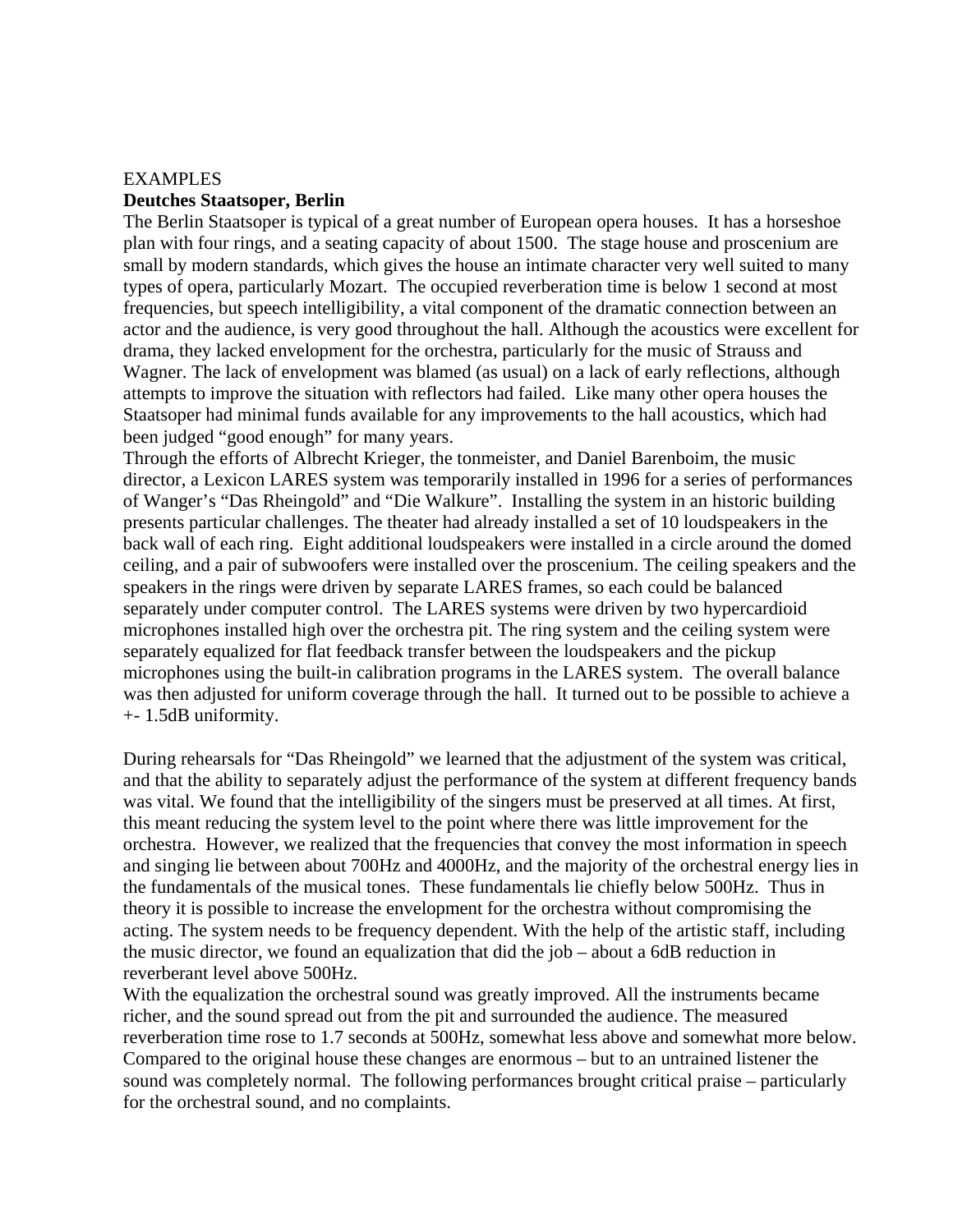EXAMPLES

**Deutches Staatsoper, Berlin**

The Berlin Staatsoper is typical of a great number of European opera houses. It has a horseshoe plan with four rings, and a seating capacity of about 1500. The stage house and proscenium are small by modern standards, which gives the house an intimate character very well suited to many types of opera, particularly Mozart. The occupied reverberation time is below 1 second at most frequencies, but speech intelligibility, a vital component of the dramatic connection between an actor and the audience, is very good throughout the hall. Although the acoustics were excellent for drama, they lacked envelopment for the orchestra, particularly for the music of Strauss and Wagner. The lack of envelopment was blamed (as usual) on a lack of early reflections, although attempts to improve the situation with reflectors had failed. Like many other opera houses the Staatsoper had minimal funds available for any improvements to the hall acoustics, which had been judged "good enough" for many years.

Through the efforts of Albrecht Krieger, the tonmeister, and Daniel Barenboim, the music director, a Lexicon LARES system was temporarily installed in 1996 for a series of performances of Wanger's "Das Rheingold" and "Die Walkure". Installing the system in an historic building presents particular challenges. The theater had already installed a set of 10 loudspeakers in the back wall of each ring. Eight additional loudspeakers were installed in a circle around the domed ceiling, and a pair of subwoofers were installed over the proscenium. The ceiling speakers and the speakers in the rings were driven by separate LARES frames, so each could be balanced separately under computer control. The LARES systems were driven by two hypercardioid microphones installed high over the orchestra pit. The ring system and the ceiling system were separately equalized for flat feedback transfer between the loudspeakers and the pickup microphones using the built-in calibration programs in the LARES system. The overall balance was then adjusted for uniform coverage through the hall. It turned out to be possible to achieve a +- 1.5dB uniformity.

During rehearsals for "Das Rheingold" we learned that the adjustment of the system was critical, and that the ability to separately adjust the performance of the system at different frequency bands was vital. We found that the intelligibility of the singers must be preserved at all times. At first, this meant reducing the system level to the point where there was little improvement for the orchestra. However, we realized that the frequencies that convey the most information in speech and singing lie between about 700Hz and 4000Hz, and the majority of the orchestral energy lies in the fundamentals of the musical tones. These fundamentals lie chiefly below 500Hz. Thus in theory it is possible to increase the envelopment for the orchestra without compromising the acting. The system needs to be frequency dependent. With the help of the artistic staff, including the music director, we found an equalization that did the job – about a 6dB reduction in reverberant level above 500Hz.

With the equalization the orchestral sound was greatly improved. All the instruments became richer, and the sound spread out from the pit and surrounded the audience. The measured reverberation time rose to 1.7 seconds at 500Hz, somewhat less above and somewhat more below. Compared to the original house these changes are enormous – but to an untrained listener the sound was completely normal. The following performances brought critical praise – particularly for the orchestral sound, and no complaints.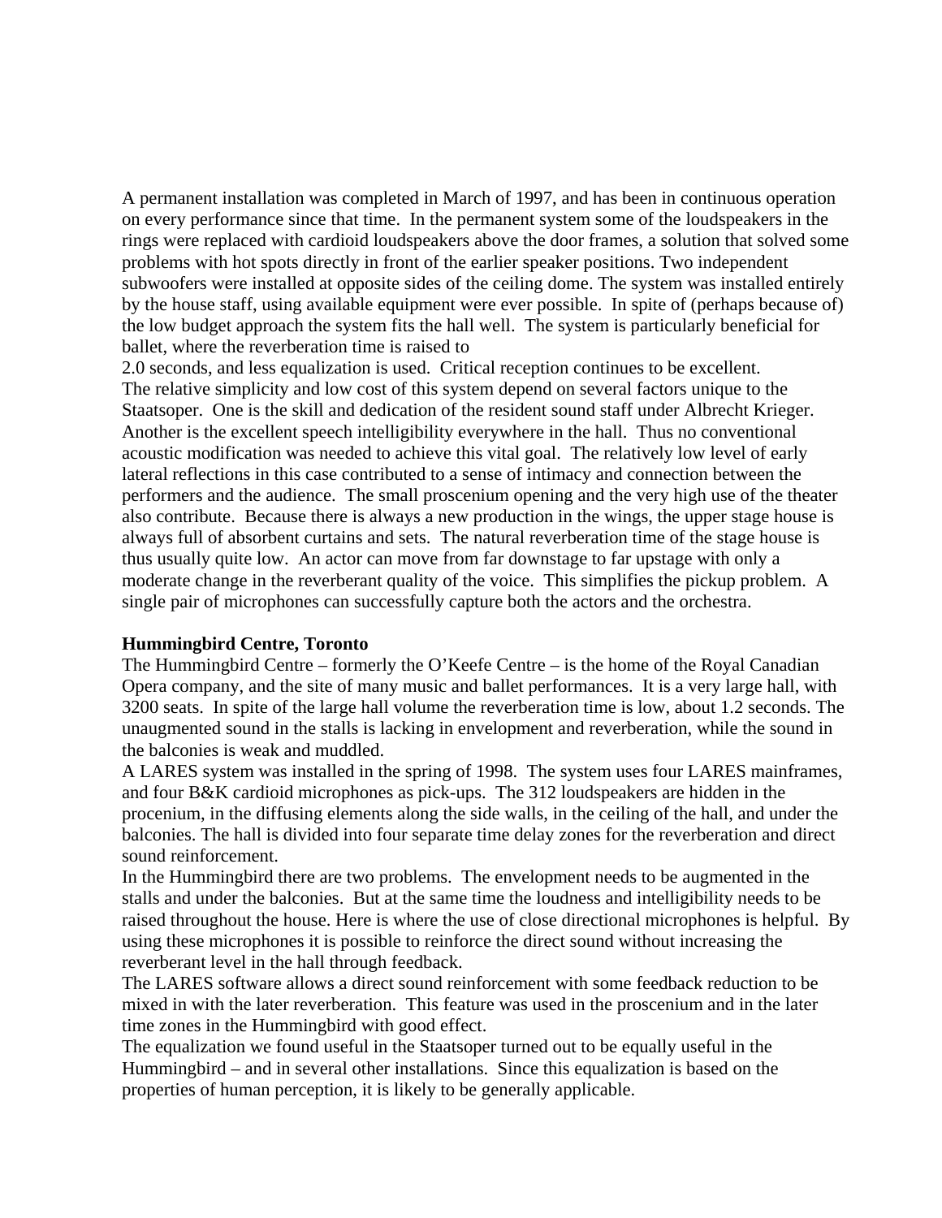A permanent installation was completed in March of 1997, and has been in continuous operation on every performance since that time. In the permanent system some of the loudspeakers in the rings were replaced with cardioid loudspeakers above the door frames, a solution that solved some problems with hot spots directly in front of the earlier speaker positions. Two independent subwoofers were installed at opposite sides of the ceiling dome. The system was installed entirely by the house staff, using available equipment were ever possible. In spite of (perhaps because of) the low budget approach the system fits the hall well. The system is particularly beneficial for ballet, where the reverberation time is raised to 2.0 seconds, and less equalization is used. Critical reception continues to be excellent.

The relative simplicity and low cost of this system depend on several factors unique to the Staatsoper. One is the skill and dedication of the resident sound staff under Albrecht Krieger. Another is the excellent speech intelligibility everywhere in the hall. Thus no conventional acoustic modification was needed to achieve this vital goal. The relatively low level of early lateral reflections in this case contributed to a sense of intimacy and connection between the performers and the audience. The small proscenium opening and the very high use of the theater also contribute. Because there is always a new production in the wings, the upper stage house is always full of absorbent curtains and sets. The natural reverberation time of the stage house is thus usually quite low. An actor can move from far downstage to far upstage with only a moderate change in the reverberant quality of the voice. This simplifies the pickup problem. A single pair of microphones can successfully capture both the actors and the orchestra.

**Hummingbird Centre, Toronto**

The Hummingbird Centre – formerly the O'Keefe Centre – is the home of the Royal Canadian Opera company, and the site of many music and ballet performances. It is a very large hall, with 3200 seats. In spite of the large hall volume the reverberation time is low, about 1.2 seconds. The unaugmented sound in the stalls is lacking in envelopment and reverberation, while the sound in the balconies is weak and muddled.

A LARES system was installed in the spring of 1998. The system uses four LARES mainframes, and four B&K cardioid microphones as pick-ups. The 312 loudspeakers are hidden in the procenium, in the diffusing elements along the side walls, in the ceiling of the hall, and under the balconies. The hall is divided into four separate time delay zones for the reverberation and direct sound reinforcement.

In the Hummingbird there are two problems. The envelopment needs to be augmented in the stalls and under the balconies. But at the same time the loudness and intelligibility needs to be raised throughout the house. Here is where the use of close directional microphones is helpful. By using these microphones it is possible to reinforce the direct sound without increasing the reverberant level in the hall through feedback.

The LARES software allows a direct sound reinforcement with some feedback reduction to be mixed in with the later reverberation. This feature was used in the proscenium and in the later time zones in the Hummingbird with good effect.

The equalization we found useful in the Staatsoper turned out to be equally useful in the Hummingbird – and in several other installations. Since this equalization is based on the properties of human perception, it is likely to be generally applicable.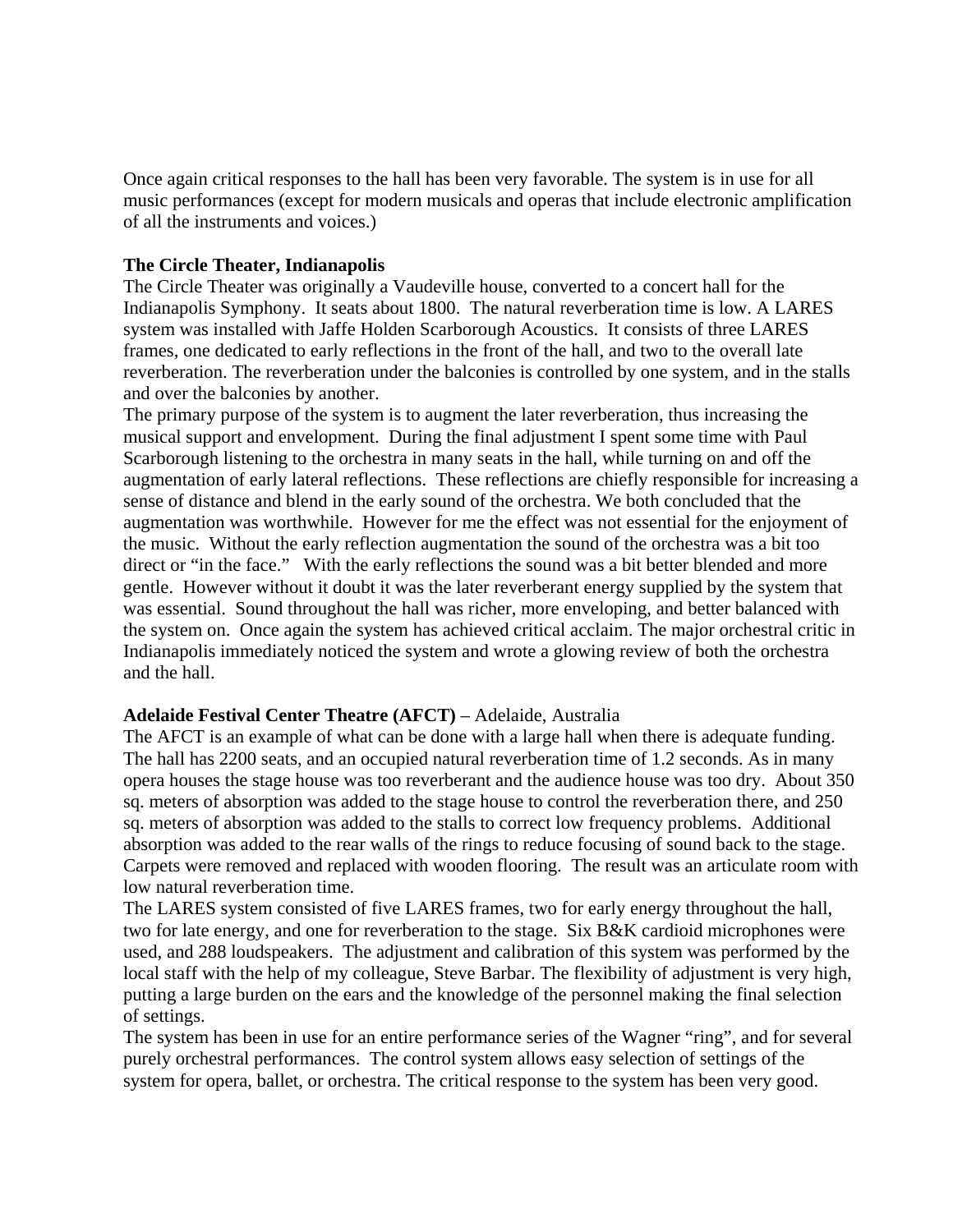Once again critical responses to the hall has been very favorable. The system is in use for all music performances (except for modern musicals and operas that include electronic amplification of all the instruments and voices.)

**The Circle Theater, Indianapolis**

The Circle Theater was originally a Vaudeville house, converted to a concert hall for the Indianapolis Symphony. It seats about 1800. The natural reverberation time is low. A LARES system was installed with Jaffe Holden Scarborough Acoustics. It consists of three LARES frames, one dedicated to early reflections in the front of the hall, and two to the overall late reverberation. The reverberation under the balconies is controlled by one system, and in the stalls and over the balconies by another.

The primary purpose of the system is to augment the later reverberation, thus increasing the musical support and envelopment. During the final adjustment I spent some time with Paul Scarborough listening to the orchestra in many seats in the hall, while turning on and off the augmentation of early lateral reflections. These reflections are chiefly responsible for increasing a sense of distance and blend in the early sound of the orchestra. We both concluded that the augmentation was worthwhile. However for me the effect was not essential for the enjoyment of the music. Without the early reflection augmentation the sound of the orchestra was a bit too direct or "in the face." With the early reflections the sound was a bit better blended and more gentle. However without it doubt it was the later reverberant energy supplied by the system that was essential. Sound throughout the hall was richer, more enveloping, and better balanced with the system on. Once again the system has achieved critical acclaim. The major orchestral critic in Indianapolis immediately noticed the system and wrote a glowing review of both the orchestra and the hall.

**Adelaide Festival Center Theatre (AFCT)** – Adelaide, Australia

The AFCT is an example of what can be done with a large hall when there is adequate funding. The hall has 2200 seats, and an occupied natural reverberation time of 1.2 seconds. As in many opera houses the stage house was too reverberant and the audience house was too dry. About 350 sq. meters of absorption was added to the stage house to control the reverberation there, and 250 sq. meters of absorption was added to the stalls to correct low frequency problems. Additional absorption was added to the rear walls of the rings to reduce focusing of sound back to the stage. Carpets were removed and replaced with wooden flooring. The result was an articulate room with low natural reverberation time.

The LARES system consisted of five LARES frames, two for early energy throughout the hall, two for late energy, and one for reverberation to the stage. Six B&K cardioid microphones were used, and 288 loudspeakers. The adjustment and calibration of this system was performed by the local staff with the help of my colleague, Steve Barbar. The flexibility of adjustment is very high, putting a large burden on the ears and the knowledge of the personnel making the final selection of settings.

The system has been in use for an entire performance series of the Wagner "ring", and for several purely orchestral performances. The control system allows easy selection of settings of the system for opera, ballet, or orchestra. The critical response to the system has been very good.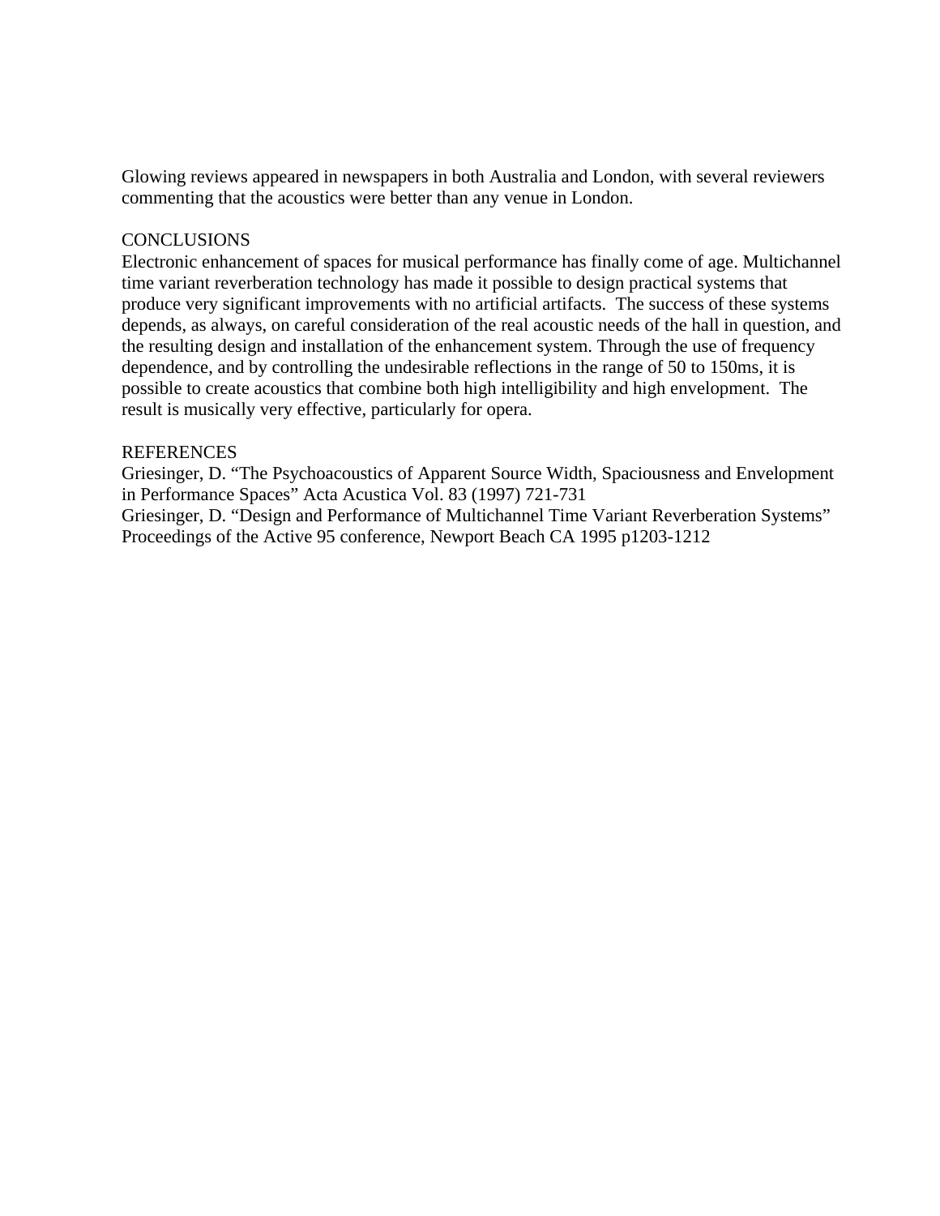Glowing reviews appeared in newspapers in both Australia and London, with several reviewers commenting that the acoustics were better than any venue in London.

## CONCLUSIONS

Electronic enhancement of spaces for musical performance has finally come of age. Multichannel time variant reverberation technology has made it possible to design practical systems that produce very significant improvements with no artificial artifacts. The success of these systems depends, as always, on careful consideration of the real acoustic needs of the hall in question, and the resulting design and installation of the enhancement system. Through the use of frequency dependence, and by controlling the undesirable reflections in the range of 50 to 150ms, it is possible to create acoustics that combine both high intelligibility and high envelopment. The result is musically very effective, particularly for opera.

## REFERENCES

Griesinger, D. "The Psychoacoustics of Apparent Source Width, Spaciousness and Envelopment in Performance Spaces" Acta Acustica Vol. 83 (1997) 721-731

Griesinger, D. "Design and Performance of Multichannel Time Variant Reverberation Systems" Proceedings of the Active 95 conference, Newport Beach CA 1995 p1203-1212